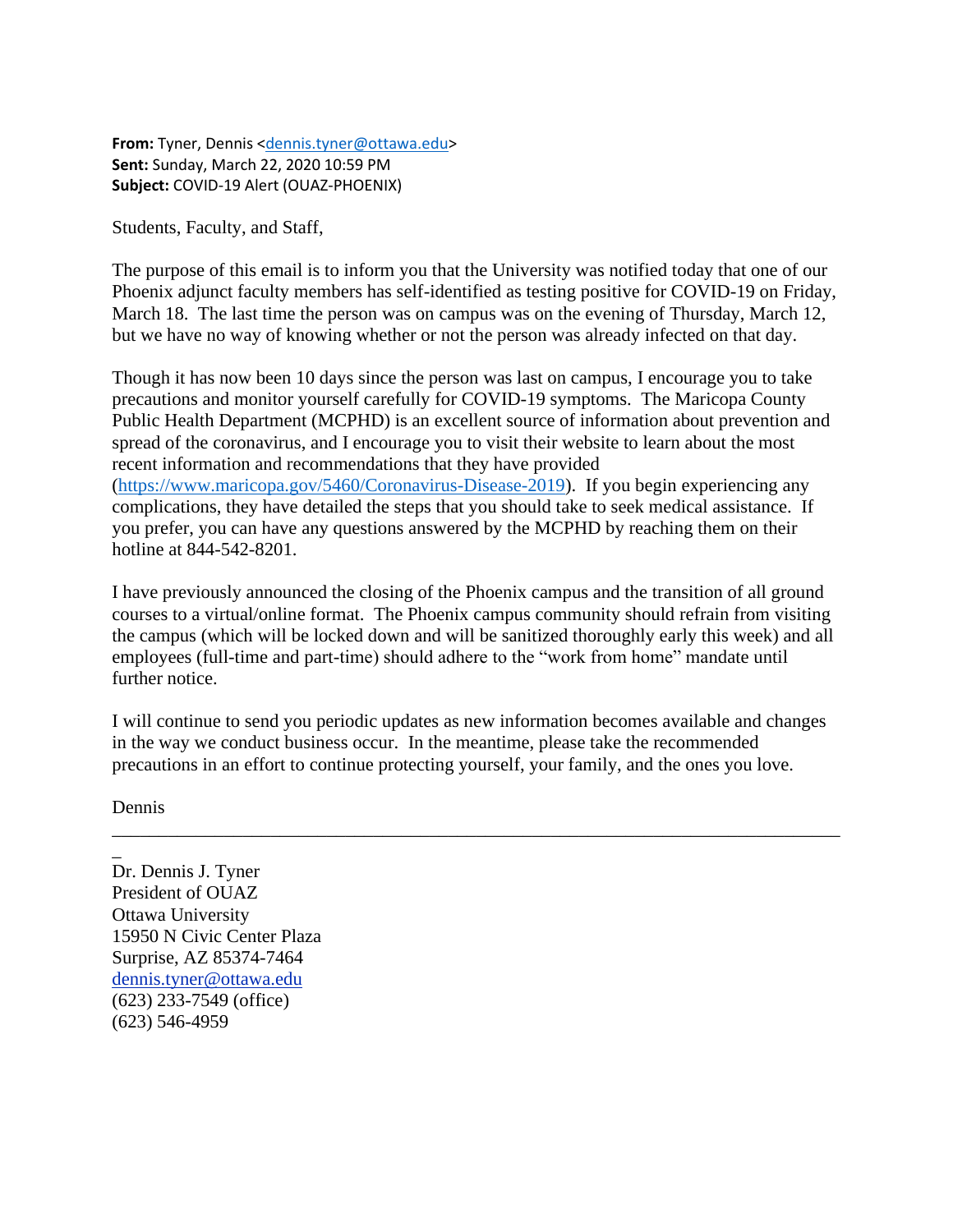**From:** Tyner, Dennis <dennis.tyner@ottawa.edu>
**Sent:** Sunday, March 22, 2020 10:59 PM
**Subject:** COVID-19 Alert (OUAZ-PHOENIX)

Students, Faculty, and Staff,

The purpose of this email is to inform you that the University was notified today that one of our Phoenix adjunct faculty members has self-identified as testing positive for COVID-19 on Friday, March 18. The last time the person was on campus was on the evening of Thursday, March 12, but we have no way of knowing whether or not the person was already infected on that day.

Though it has now been 10 days since the person was last on campus, I encourage you to take precautions and monitor yourself carefully for COVID-19 symptoms. The Maricopa County Public Health Department (MCPHD) is an excellent source of information about prevention and spread of the coronavirus, and I encourage you to visit their website to learn about the most recent information and recommendations that they have provided (https://www.maricopa.gov/5460/Coronavirus-Disease-2019). If you begin experiencing any complications, they have detailed the steps that you should take to seek medical assistance. If you prefer, you can have any questions answered by the MCPHD by reaching them on their hotline at 844-542-8201.

I have previously announced the closing of the Phoenix campus and the transition of all ground courses to a virtual/online format. The Phoenix campus community should refrain from visiting the campus (which will be locked down and will be sanitized thoroughly early this week) and all employees (full-time and part-time) should adhere to the "work from home" mandate until further notice.

I will continue to send you periodic updates as new information becomes available and changes in the way we conduct business occur. In the meantime, please take the recommended precautions in an effort to continue protecting yourself, your family, and the ones you love.

Dennis

---

Dr. Dennis J. Tyner
President of OUAZ
Ottawa University
15950 N Civic Center Plaza
Surprise, AZ 85374-7464
dennis.tyner@ottawa.edu
(623) 233-7549 (office)
(623) 546-4959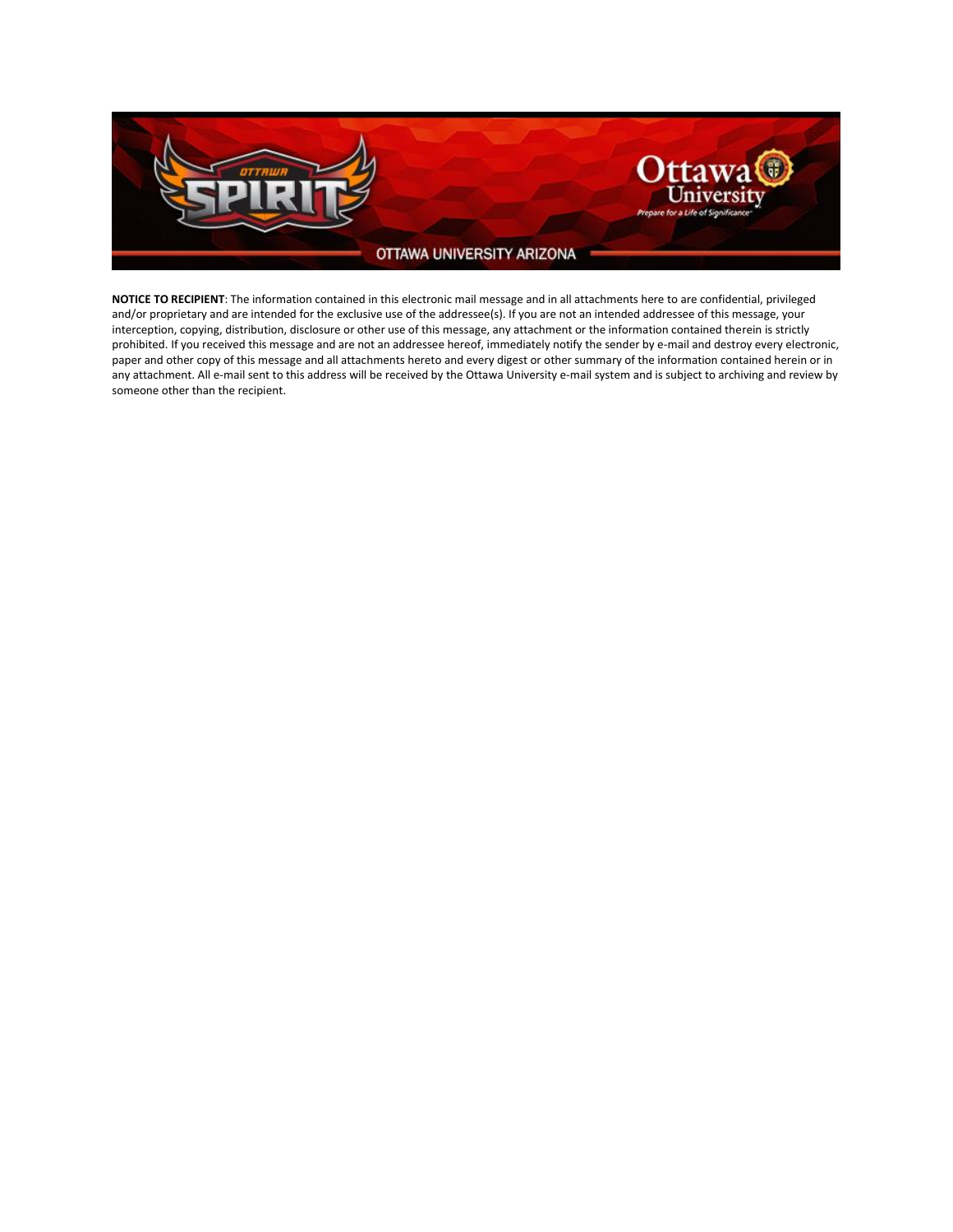**NOTICE TO RECIPIENT**: The information contained in this electronic mail message and in all attachments here to are confidential, privileged and/or proprietary and are intended for the exclusive use of the addressee(s). If you are not an intended addressee of this message, your interception, copying, distribution, disclosure or other use of this message, any attachment or the information contained therein is strictly prohibited. If you received this message and are not an addressee hereof, immediately notify the sender by e-mail and destroy every electronic, paper and other copy of this message and all attachments hereto and every digest or other summary of the information contained herein or in any attachment. All e-mail sent to this address will be received by the Ottawa University e-mail system and is subject to archiving and review by someone other than the recipient.